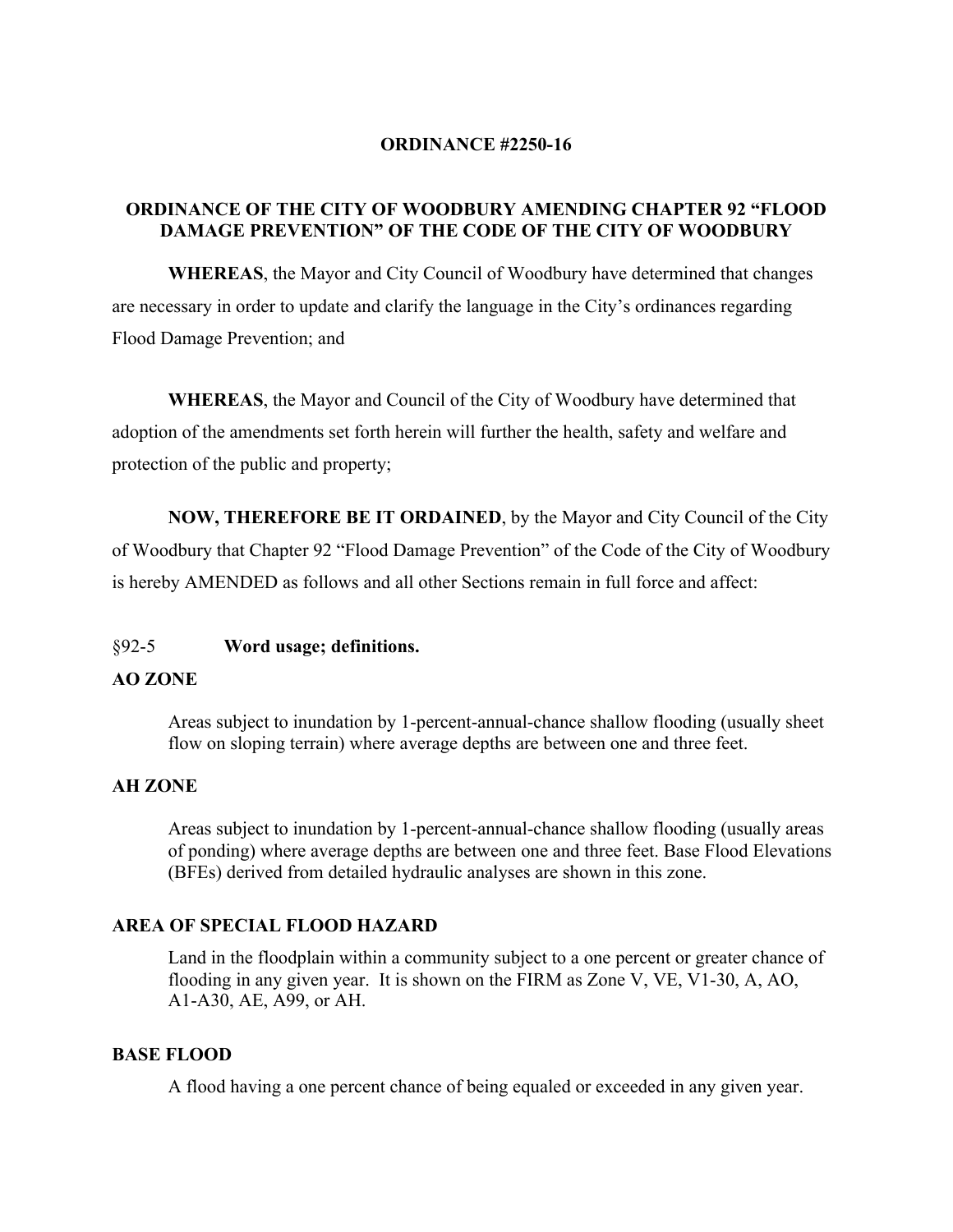**ORDINANCE #2250-16**

**ORDINANCE OF THE CITY OF WOODBURY AMENDING CHAPTER 92 "FLOOD DAMAGE PREVENTION" OF THE CODE OF THE CITY OF WOODBURY**

**WHEREAS**, the Mayor and City Council of Woodbury have determined that changes are necessary in order to update and clarify the language in the City's ordinances regarding Flood Damage Prevention; and

**WHEREAS**, the Mayor and Council of the City of Woodbury have determined that adoption of the amendments set forth herein will further the health, safety and welfare and protection of the public and property;

**NOW, THEREFORE BE IT ORDAINED**, by the Mayor and City Council of the City of Woodbury that Chapter 92 "Flood Damage Prevention" of the Code of the City of Woodbury is hereby AMENDED as follows and all other Sections remain in full force and affect:

§92-5 **Word usage; definitions.**

**AO ZONE**

Areas subject to inundation by 1-percent-annual-chance shallow flooding (usually sheet flow on sloping terrain) where average depths are between one and three feet.

**AH ZONE**

Areas subject to inundation by 1-percent-annual-chance shallow flooding (usually areas of ponding) where average depths are between one and three feet. Base Flood Elevations (BFEs) derived from detailed hydraulic analyses are shown in this zone.

**AREA OF SPECIAL FLOOD HAZARD**

Land in the floodplain within a community subject to a one percent or greater chance of flooding in any given year. It is shown on the FIRM as Zone V, VE, V1-30, A, AO, A1-A30, AE, A99, or AH.

**BASE FLOOD**

A flood having a one percent chance of being equaled or exceeded in any given year.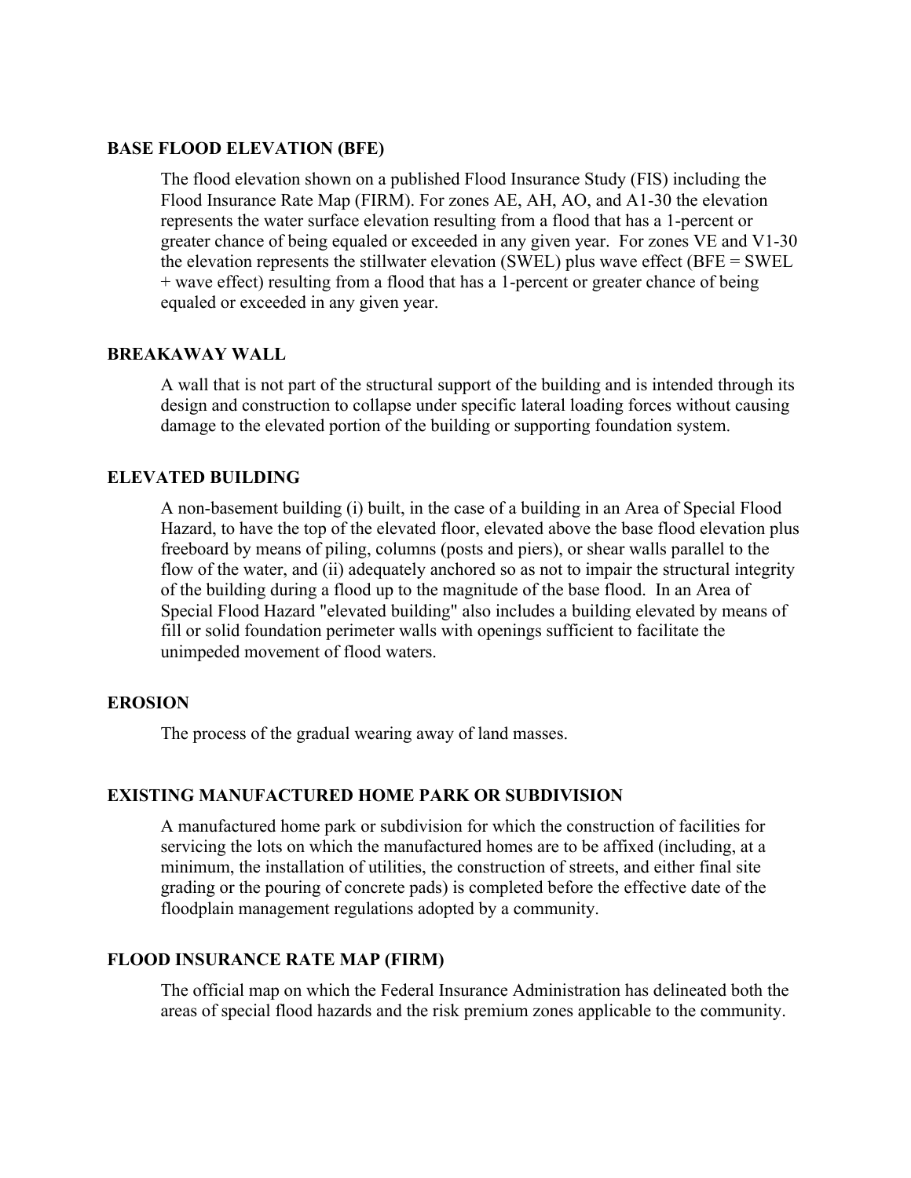**BASE FLOOD ELEVATION (BFE)**

The flood elevation shown on a published Flood Insurance Study (FIS) including the Flood Insurance Rate Map (FIRM). For zones AE, AH, AO, and A1-30 the elevation represents the water surface elevation resulting from a flood that has a 1-percent or greater chance of being equaled or exceeded in any given year. For zones VE and V1-30 the elevation represents the stillwater elevation (SWEL) plus wave effect (BFE = SWEL + wave effect) resulting from a flood that has a 1-percent or greater chance of being equaled or exceeded in any given year.

**BREAKAWAY WALL**

A wall that is not part of the structural support of the building and is intended through its design and construction to collapse under specific lateral loading forces without causing damage to the elevated portion of the building or supporting foundation system.

**ELEVATED BUILDING**

A non-basement building (i) built, in the case of a building in an Area of Special Flood Hazard, to have the top of the elevated floor, elevated above the base flood elevation plus freeboard by means of piling, columns (posts and piers), or shear walls parallel to the flow of the water, and (ii) adequately anchored so as not to impair the structural integrity of the building during a flood up to the magnitude of the base flood. In an Area of Special Flood Hazard "elevated building" also includes a building elevated by means of fill or solid foundation perimeter walls with openings sufficient to facilitate the unimpeded movement of flood waters.

**EROSION**

The process of the gradual wearing away of land masses.

**EXISTING MANUFACTURED HOME PARK OR SUBDIVISION**

A manufactured home park or subdivision for which the construction of facilities for servicing the lots on which the manufactured homes are to be affixed (including, at a minimum, the installation of utilities, the construction of streets, and either final site grading or the pouring of concrete pads) is completed before the effective date of the floodplain management regulations adopted by a community.

**FLOOD INSURANCE RATE MAP (FIRM)**

The official map on which the Federal Insurance Administration has delineated both the areas of special flood hazards and the risk premium zones applicable to the community.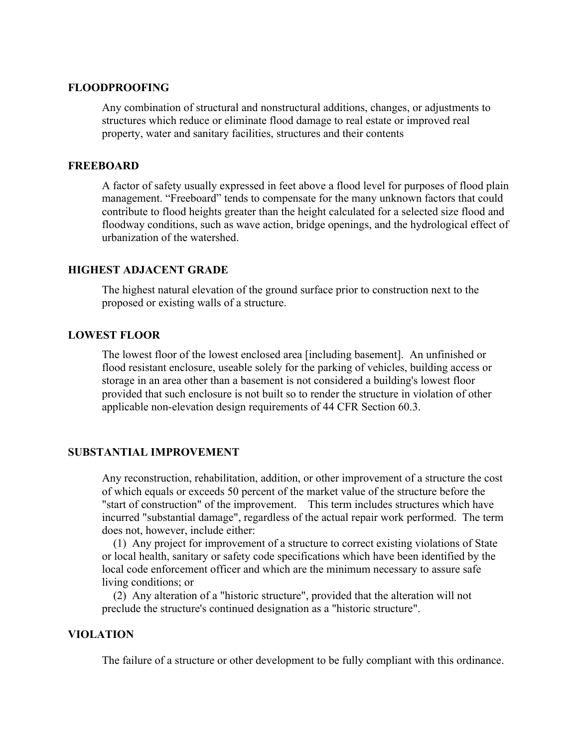**FLOODPROOFING**

Any combination of structural and nonstructural additions, changes, or adjustments to structures which reduce or eliminate flood damage to real estate or improved real property, water and sanitary facilities, structures and their contents

**FREEBOARD**

A factor of safety usually expressed in feet above a flood level for purposes of flood plain management. "Freeboard" tends to compensate for the many unknown factors that could contribute to flood heights greater than the height calculated for a selected size flood and floodway conditions, such as wave action, bridge openings, and the hydrological effect of urbanization of the watershed.

**HIGHEST ADJACENT GRADE**

The highest natural elevation of the ground surface prior to construction next to the proposed or existing walls of a structure.

**LOWEST FLOOR**

The lowest floor of the lowest enclosed area [including basement]. An unfinished or flood resistant enclosure, useable solely for the parking of vehicles, building access or storage in an area other than a basement is not considered a building's lowest floor provided that such enclosure is not built so to render the structure in violation of other applicable non-elevation design requirements of 44 CFR Section 60.3.

**SUBSTANTIAL IMPROVEMENT**

Any reconstruction, rehabilitation, addition, or other improvement of a structure the cost of which equals or exceeds 50 percent of the market value of the structure before the "start of construction" of the improvement. This term includes structures which have incurred "substantial damage", regardless of the actual repair work performed. The term does not, however, include either:

(1) Any project for improvement of a structure to correct existing violations of State or local health, sanitary or safety code specifications which have been identified by the local code enforcement officer and which are the minimum necessary to assure safe living conditions; or

(2) Any alteration of a "historic structure", provided that the alteration will not preclude the structure's continued designation as a "historic structure".

**VIOLATION**

The failure of a structure or other development to be fully compliant with this ordinance.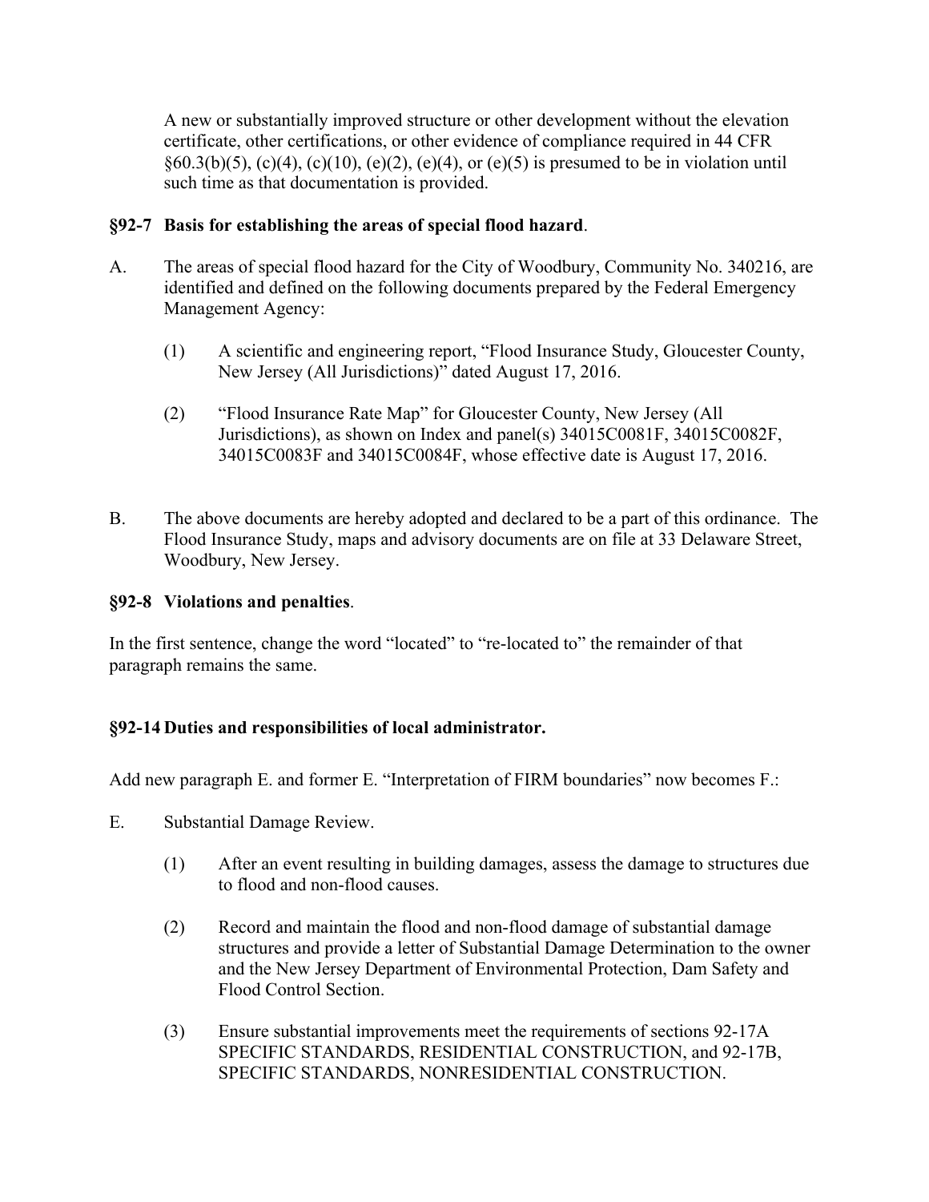A new or substantially improved structure or other development without the elevation certificate, other certifications, or other evidence of compliance required in 44 CFR §60.3(b)(5), (c)(4), (c)(10), (e)(2), (e)(4), or (e)(5) is presumed to be in violation until such time as that documentation is provided.

**§92-7 Basis for establishing the areas of special flood hazard**.

A. The areas of special flood hazard for the City of Woodbury, Community No. 340216, are identified and defined on the following documents prepared by the Federal Emergency Management Agency:

   (1) A scientific and engineering report, "Flood Insurance Study, Gloucester County, New Jersey (All Jurisdictions)" dated August 17, 2016.

   (2) "Flood Insurance Rate Map" for Gloucester County, New Jersey (All Jurisdictions), as shown on Index and panel(s) 34015C0081F, 34015C0082F, 34015C0083F and 34015C0084F, whose effective date is August 17, 2016.

B. The above documents are hereby adopted and declared to be a part of this ordinance. The Flood Insurance Study, maps and advisory documents are on file at 33 Delaware Street, Woodbury, New Jersey.

**§92-8 Violations and penalties**.

In the first sentence, change the word "located" to "re-located to" the remainder of that paragraph remains the same.

**§92-14 Duties and responsibilities of local administrator.**

Add new paragraph E. and former E. "Interpretation of FIRM boundaries" now becomes F.:

E. Substantial Damage Review.

   (1) After an event resulting in building damages, assess the damage to structures due to flood and non-flood causes.

   (2) Record and maintain the flood and non-flood damage of substantial damage structures and provide a letter of Substantial Damage Determination to the owner and the New Jersey Department of Environmental Protection, Dam Safety and Flood Control Section.

   (3) Ensure substantial improvements meet the requirements of sections 92-17A SPECIFIC STANDARDS, RESIDENTIAL CONSTRUCTION, and 92-17B, SPECIFIC STANDARDS, NONRESIDENTIAL CONSTRUCTION.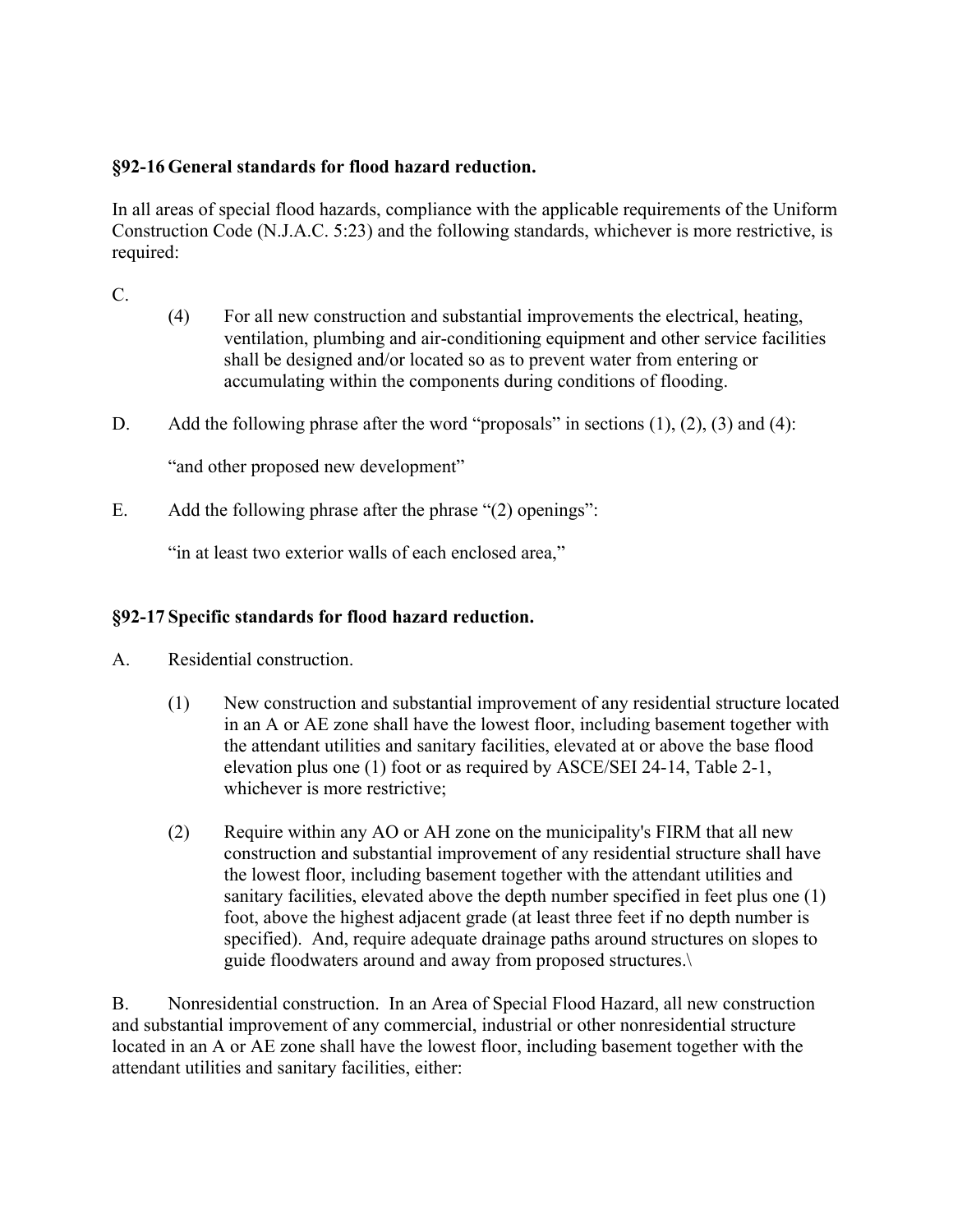**§92-16 General standards for flood hazard reduction.**

In all areas of special flood hazards, compliance with the applicable requirements of the Uniform Construction Code (N.J.A.C. 5:23) and the following standards, whichever is more restrictive, is required:

C.

(4) For all new construction and substantial improvements the electrical, heating, ventilation, plumbing and air-conditioning equipment and other service facilities shall be designed and/or located so as to prevent water from entering or accumulating within the components during conditions of flooding.

D. Add the following phrase after the word "proposals" in sections (1), (2), (3) and (4):

"and other proposed new development"

E. Add the following phrase after the phrase "(2) openings":

"in at least two exterior walls of each enclosed area,"

**§92-17 Specific standards for flood hazard reduction.**

A. Residential construction.

(1) New construction and substantial improvement of any residential structure located in an A or AE zone shall have the lowest floor, including basement together with the attendant utilities and sanitary facilities, elevated at or above the base flood elevation plus one (1) foot or as required by ASCE/SEI 24-14, Table 2-1, whichever is more restrictive;

(2) Require within any AO or AH zone on the municipality's FIRM that all new construction and substantial improvement of any residential structure shall have the lowest floor, including basement together with the attendant utilities and sanitary facilities, elevated above the depth number specified in feet plus one (1) foot, above the highest adjacent grade (at least three feet if no depth number is specified). And, require adequate drainage paths around structures on slopes to guide floodwaters around and away from proposed structures.\

B. Nonresidential construction. In an Area of Special Flood Hazard, all new construction and substantial improvement of any commercial, industrial or other nonresidential structure located in an A or AE zone shall have the lowest floor, including basement together with the attendant utilities and sanitary facilities, either: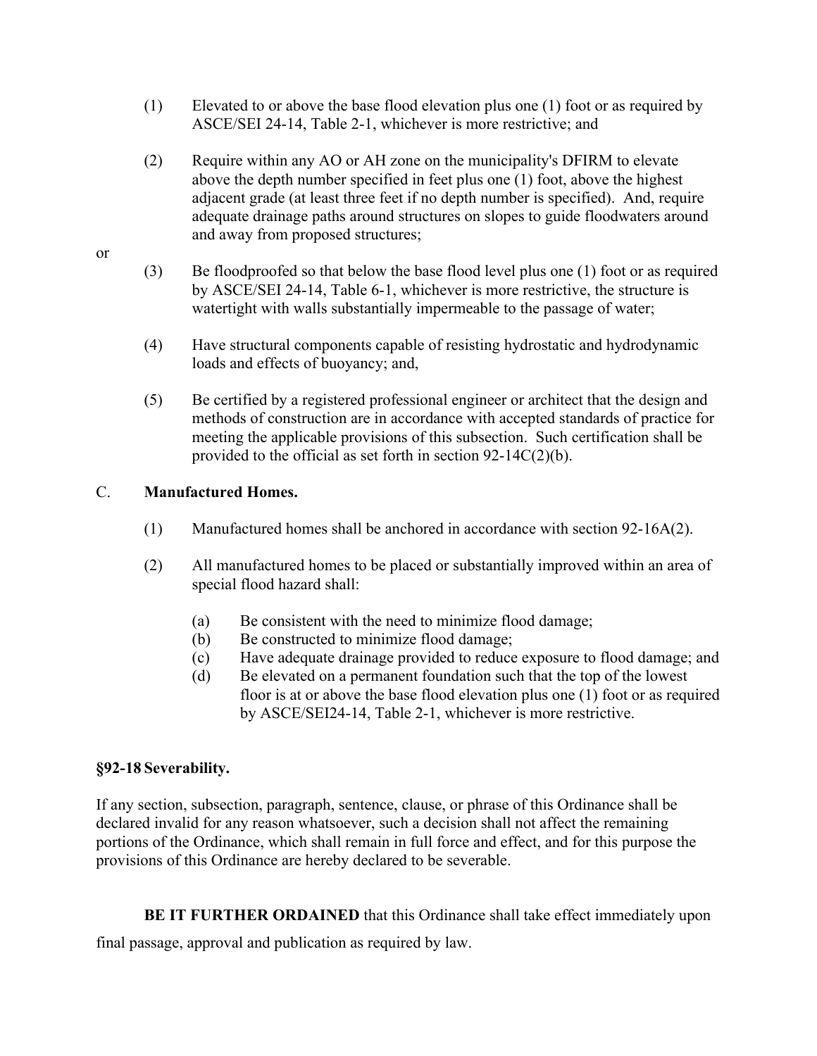(1) Elevated to or above the base flood elevation plus one (1) foot or as required by ASCE/SEI 24-14, Table 2-1, whichever is more restrictive; and

(2) Require within any AO or AH zone on the municipality's DFIRM to elevate above the depth number specified in feet plus one (1) foot, above the highest adjacent grade (at least three feet if no depth number is specified). And, require adequate drainage paths around structures on slopes to guide floodwaters around and away from proposed structures;

or

(3) Be floodproofed so that below the base flood level plus one (1) foot or as required by ASCE/SEI 24-14, Table 6-1, whichever is more restrictive, the structure is watertight with walls substantially impermeable to the passage of water;

(4) Have structural components capable of resisting hydrostatic and hydrodynamic loads and effects of buoyancy; and,

(5) Be certified by a registered professional engineer or architect that the design and methods of construction are in accordance with accepted standards of practice for meeting the applicable provisions of this subsection. Such certification shall be provided to the official as set forth in section 92-14C(2)(b).

C. **Manufactured Homes.**

(1) Manufactured homes shall be anchored in accordance with section 92-16A(2).

(2) All manufactured homes to be placed or substantially improved within an area of special flood hazard shall:

(a) Be consistent with the need to minimize flood damage;
(b) Be constructed to minimize flood damage;
(c) Have adequate drainage provided to reduce exposure to flood damage; and
(d) Be elevated on a permanent foundation such that the top of the lowest floor is at or above the base flood elevation plus one (1) foot or as required by ASCE/SEI24-14, Table 2-1, whichever is more restrictive.

**§92-18 Severability.**

If any section, subsection, paragraph, sentence, clause, or phrase of this Ordinance shall be declared invalid for any reason whatsoever, such a decision shall not affect the remaining portions of the Ordinance, which shall remain in full force and effect, and for this purpose the provisions of this Ordinance are hereby declared to be severable.

**BE IT FURTHER ORDAINED** that this Ordinance shall take effect immediately upon final passage, approval and publication as required by law.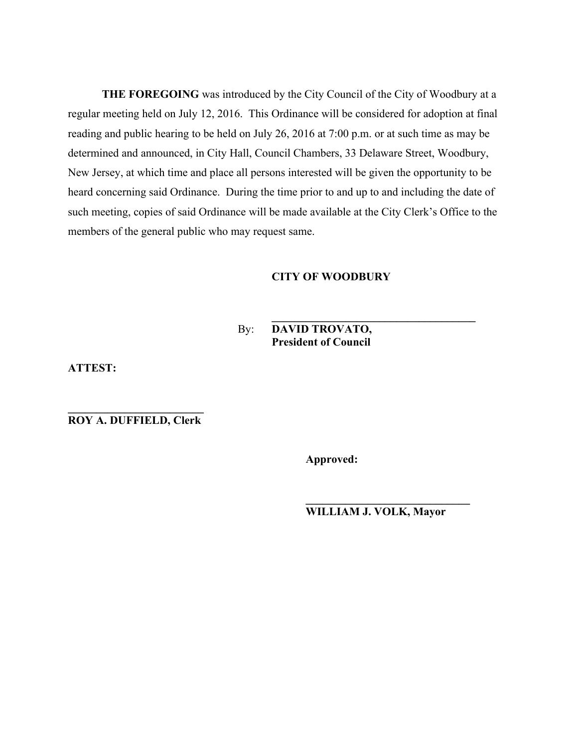**THE FOREGOING** was introduced by the City Council of the City of Woodbury at a regular meeting held on July 12, 2016. This Ordinance will be considered for adoption at final reading and public hearing to be held on July 26, 2016 at 7:00 p.m. or at such time as may be determined and announced, in City Hall, Council Chambers, 33 Delaware Street, Woodbury, New Jersey, at which time and place all persons interested will be given the opportunity to be heard concerning said Ordinance. During the time prior to and up to and including the date of such meeting, copies of said Ordinance will be made available at the City Clerk's Office to the members of the general public who may request same.

**CITY OF WOODBURY**

By: \_\_\_\_\_\_\_\_\_\_\_\_\_\_\_\_\_\_\_\_\_\_\_\_\_\_\_\_\_\_\_\_\_\_\_\_\_\_
**DAVID TROVATO,**
**President of Council**

**ATTEST:**

\_\_\_\_\_\_\_\_\_\_\_\_\_\_\_\_\_\_\_\_\_\_\_\_\_\_
**ROY A. DUFFIELD, Clerk**

**Approved:**

\_\_\_\_\_\_\_\_\_\_\_\_\_\_\_\_\_\_\_\_\_\_\_\_\_\_\_\_\_\_\_
**WILLIAM J. VOLK, Mayor**